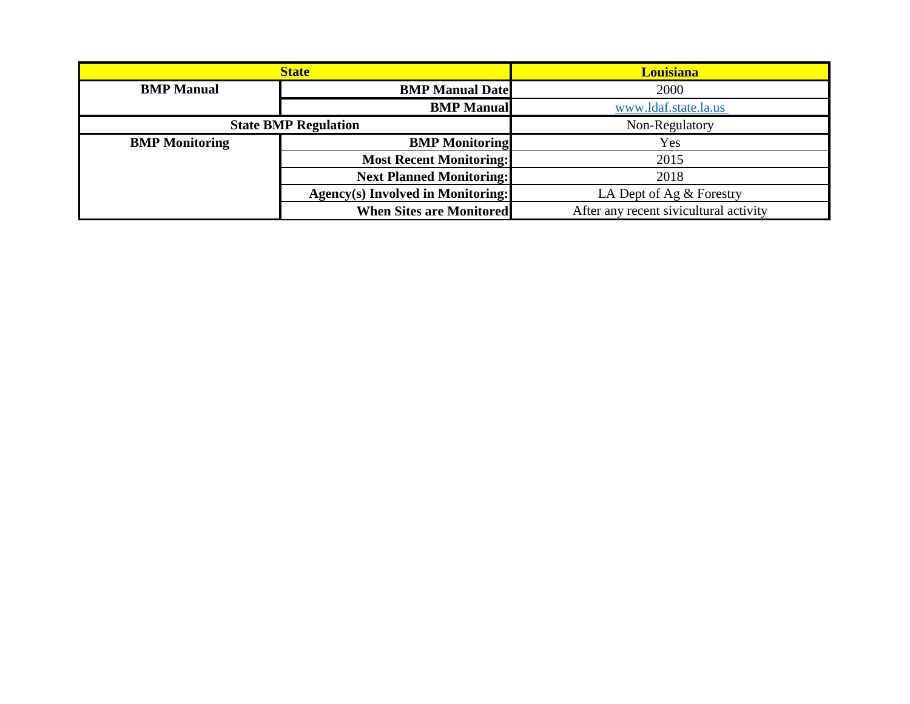| State | | Louisiana |
|---|---|---|
| **BMP Manual** | **BMP Manual Date** | 2000 |
| | **BMP Manual** | www.ldaf.state.la.us |
| **State BMP Regulation** | | Non-Regulatory |
| **BMP Monitoring** | **BMP Monitoring** | Yes |
| | **Most Recent Monitoring:** | 2015 |
| | **Next Planned Monitoring:** | 2018 |
| | **Agency(s) Involved in Monitoring:** | LA Dept of Ag & Forestry |
| | **When Sites are Monitored** | After any recent sivicultural activity |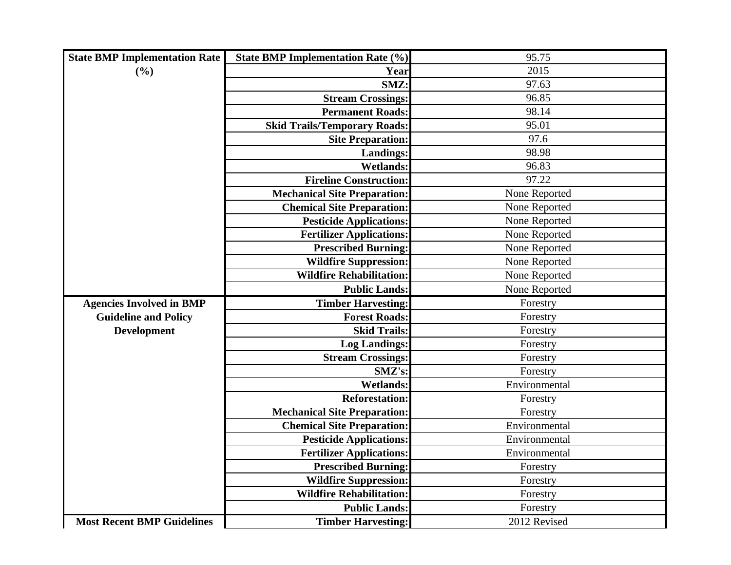| State BMP Implementation Rate (%) | State BMP Implementation Rate (%) | 95.75 |
|---|---|---|
| | Year | 2015 |
| | SMZ: | 97.63 |
| | Stream Crossings: | 96.85 |
| | Permanent Roads: | 98.14 |
| | Skid Trails/Temporary Roads: | 95.01 |
| | Site Preparation: | 97.6 |
| | Landings: | 98.98 |
| | Wetlands: | 96.83 |
| | Fireline Construction: | 97.22 |
| | Mechanical Site Preparation: | None Reported |
| | Chemical Site Preparation: | None Reported |
| | Pesticide Applications: | None Reported |
| | Fertilizer Applications: | None Reported |
| | Prescribed Burning: | None Reported |
| | Wildfire Suppression: | None Reported |
| | Wildfire Rehabilitation: | None Reported |
| | Public Lands: | None Reported |
| Agencies Involved in BMP Guideline and Policy Development | Timber Harvesting: | Forestry |
| | Forest Roads: | Forestry |
| | Skid Trails: | Forestry |
| | Log Landings: | Forestry |
| | Stream Crossings: | Forestry |
| | SMZ's: | Forestry |
| | Wetlands: | Environmental |
| | Reforestation: | Forestry |
| | Mechanical Site Preparation: | Forestry |
| | Chemical Site Preparation: | Environmental |
| | Pesticide Applications: | Environmental |
| | Fertilizer Applications: | Environmental |
| | Prescribed Burning: | Forestry |
| | Wildfire Suppression: | Forestry |
| | Wildfire Rehabilitation: | Forestry |
| | Public Lands: | Forestry |
| Most Recent BMP Guidelines | Timber Harvesting: | 2012 Revised |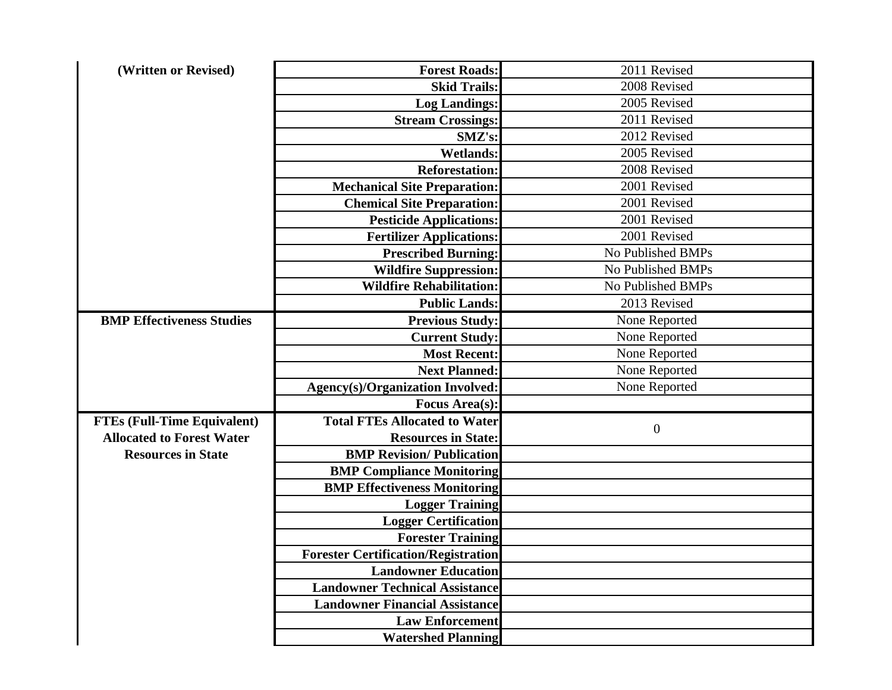| | | |
|---|---|---|
| **(Written or Revised)** | **Forest Roads:** | 2011 Revised |
| | **Skid Trails:** | 2008 Revised |
| | **Log Landings:** | 2005 Revised |
| | **Stream Crossings:** | 2011 Revised |
| | **SMZ's:** | 2012 Revised |
| | **Wetlands:** | 2005 Revised |
| | **Reforestation:** | 2008 Revised |
| | **Mechanical Site Preparation:** | 2001 Revised |
| | **Chemical Site Preparation:** | 2001 Revised |
| | **Pesticide Applications:** | 2001 Revised |
| | **Fertilizer Applications:** | 2001 Revised |
| | **Prescribed Burning:** | No Published BMPs |
| | **Wildfire Suppression:** | No Published BMPs |
| | **Wildfire Rehabilitation:** | No Published BMPs |
| | **Public Lands:** | 2013 Revised |
| **BMP Effectiveness Studies** | **Previous Study:** | None Reported |
| | **Current Study:** | None Reported |
| | **Most Recent:** | None Reported |
| | **Next Planned:** | None Reported |
| | **Agency(s)/Organization Involved:** | None Reported |
| | **Focus Area(s):** | |
| **FTEs (Full-Time Equivalent) Allocated to Forest Water Resources in State** | **Total FTEs Allocated to Water Resources in State:** | 0 |
| | **BMP Revision/ Publication** | |
| | **BMP Compliance Monitoring** | |
| | **BMP Effectiveness Monitoring** | |
| | **Logger Training** | |
| | **Logger Certification** | |
| | **Forester Training** | |
| | **Forester Certification/Registration** | |
| | **Landowner Education** | |
| | **Landowner Technical Assistance** | |
| | **Landowner Financial Assistance** | |
| | **Law Enforcement** | |
| | **Watershed Planning** | |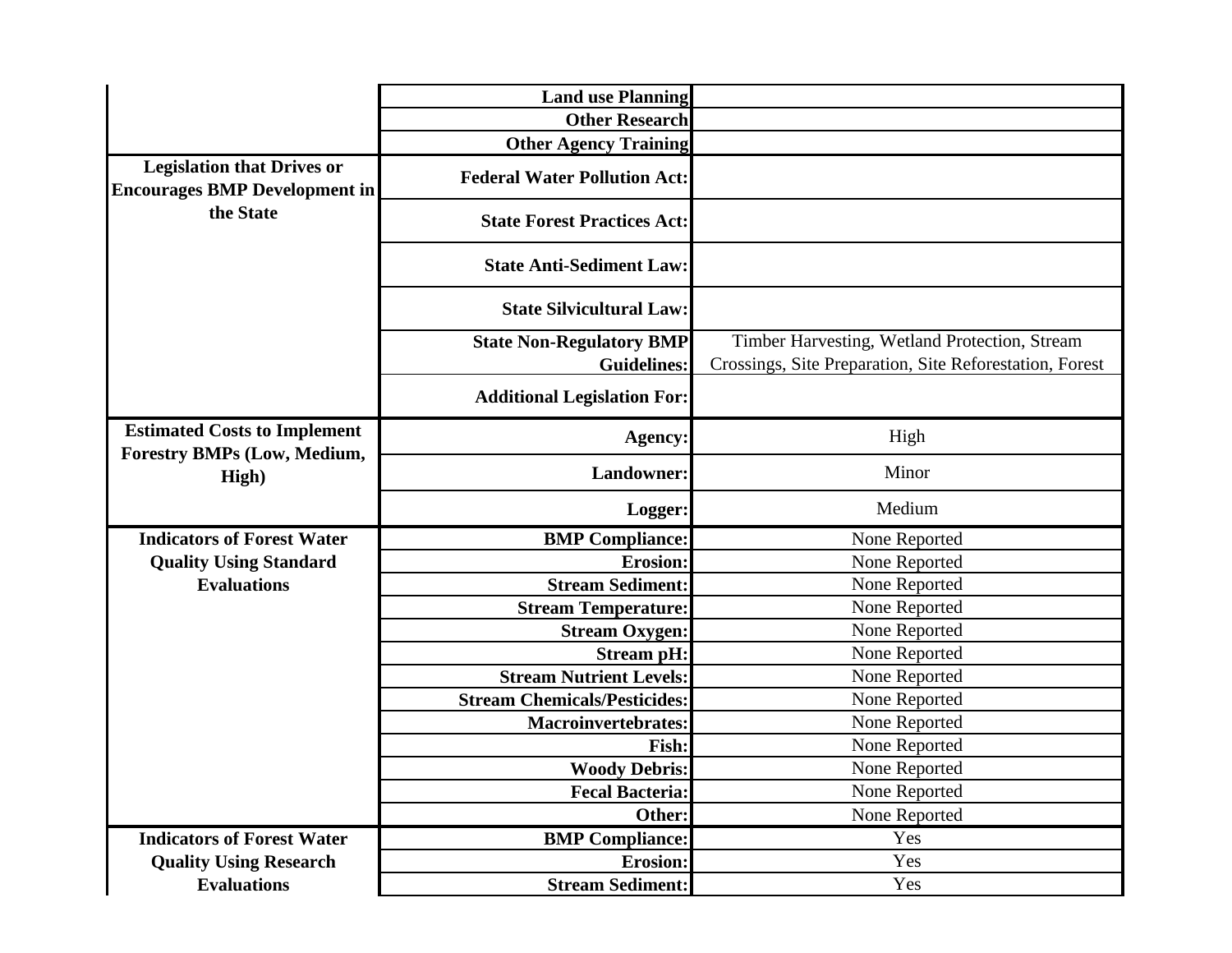| | | |
|---|---|---|
| | **Land use Planning** | |
| | **Other Research** | |
| | **Other Agency Training** | |
| **Legislation that Drives or Encourages BMP Development in the State** | **Federal Water Pollution Act:** | |
| | **State Forest Practices Act:** | |
| | **State Anti-Sediment Law:** | |
| | **State Silvicultural Law:** | |
| | **State Non-Regulatory BMP Guidelines:** | Timber Harvesting, Wetland Protection, Stream Crossings, Site Preparation, Site Reforestation, Forest |
| | **Additional Legislation For:** | |
| **Estimated Costs to Implement Forestry BMPs (Low, Medium, High)** | **Agency:** | High |
| | **Landowner:** | Minor |
| | **Logger:** | Medium |
| **Indicators of Forest Water Quality Using Standard Evaluations** | **BMP Compliance:** | None Reported |
| | **Erosion:** | None Reported |
| | **Stream Sediment:** | None Reported |
| | **Stream Temperature:** | None Reported |
| | **Stream Oxygen:** | None Reported |
| | **Stream pH:** | None Reported |
| | **Stream Nutrient Levels:** | None Reported |
| | **Stream Chemicals/Pesticides:** | None Reported |
| | **Macroinvertebrates:** | None Reported |
| | **Fish:** | None Reported |
| | **Woody Debris:** | None Reported |
| | **Fecal Bacteria:** | None Reported |
| | **Other:** | None Reported |
| **Indicators of Forest Water Quality Using Research Evaluations** | **BMP Compliance:** | Yes |
| | **Erosion:** | Yes |
| | **Stream Sediment:** | Yes |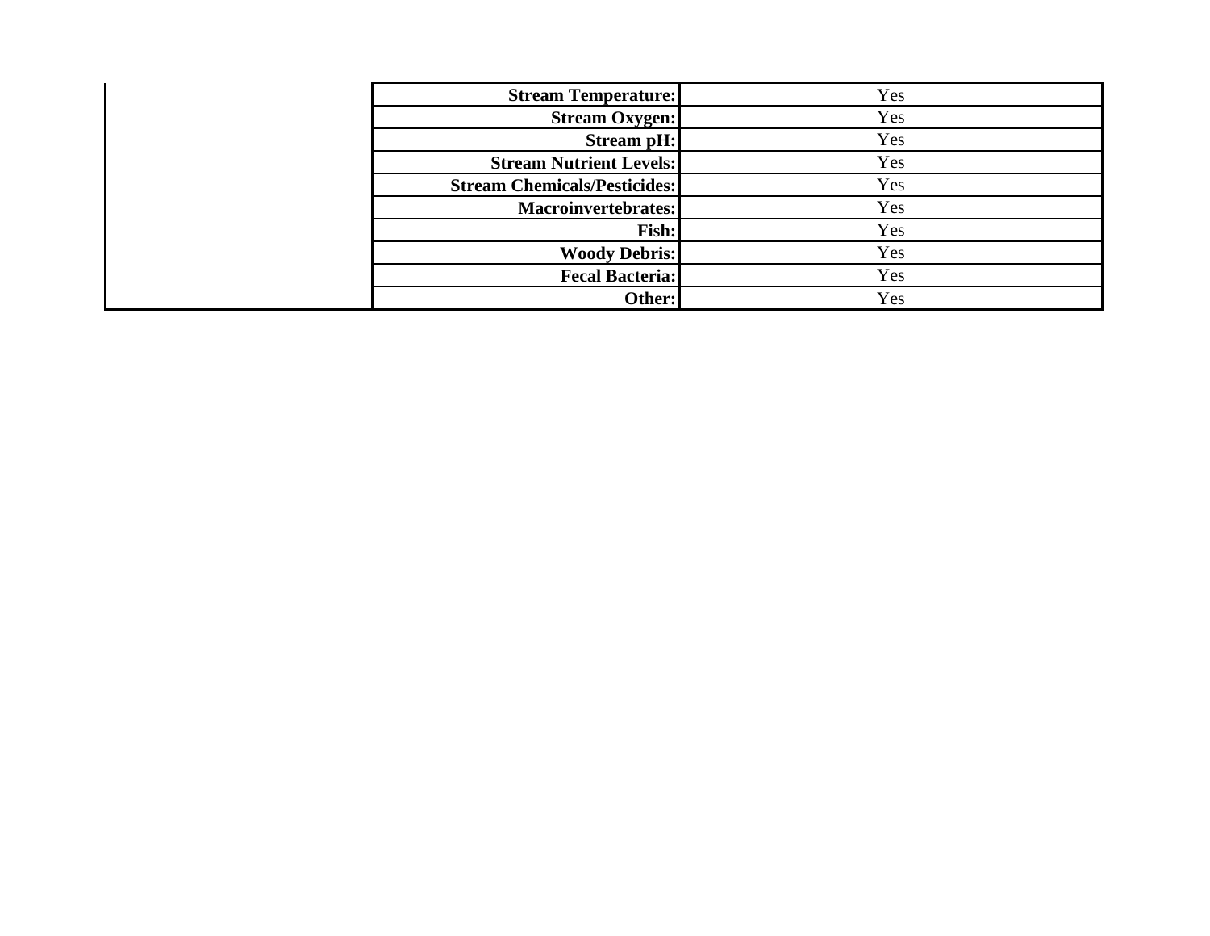| | | |
|---|---|---|
| | **Stream Temperature:** | Yes |
| | **Stream Oxygen:** | Yes |
| | **Stream pH:** | Yes |
| | **Stream Nutrient Levels:** | Yes |
| | **Stream Chemicals/Pesticides:** | Yes |
| | **Macroinvertebrates:** | Yes |
| | **Fish:** | Yes |
| | **Woody Debris:** | Yes |
| | **Fecal Bacteria:** | Yes |
| | **Other:** | Yes |